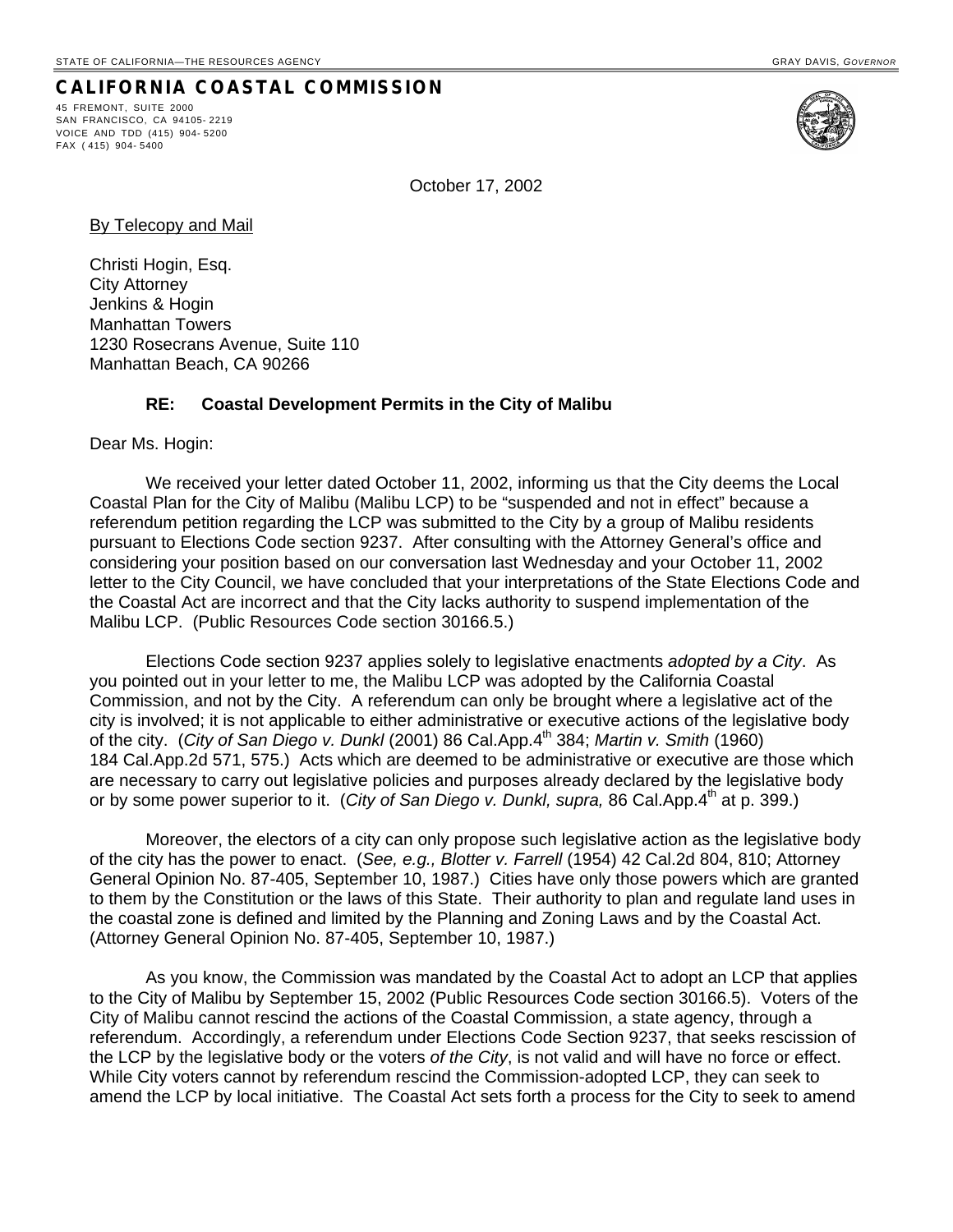STATE OF CALIFORNIA—THE RESOURCES AGENCY GRAY DAVIS, *GOVERNOR*

# CALIFORNIA COASTAL COMMISSION

45 FREMONT, SUITE 2000
SAN FRANCISCO, CA 94105-2219
VOICE AND TDD (415) 904-5200
FAX (415) 904-5400

October 17, 2002

By Telecopy and Mail

Christi Hogin, Esq.
City Attorney
Jenkins & Hogin
Manhattan Towers
1230 Rosecrans Avenue, Suite 110
Manhattan Beach, CA 90266

**RE: Coastal Development Permits in the City of Malibu**

Dear Ms. Hogin:

We received your letter dated October 11, 2002, informing us that the City deems the Local Coastal Plan for the City of Malibu (Malibu LCP) to be "suspended and not in effect" because a referendum petition regarding the LCP was submitted to the City by a group of Malibu residents pursuant to Elections Code section 9237. After consulting with the Attorney General's office and considering your position based on our conversation last Wednesday and your October 11, 2002 letter to the City Council, we have concluded that your interpretations of the State Elections Code and the Coastal Act are incorrect and that the City lacks authority to suspend implementation of the Malibu LCP. (Public Resources Code section 30166.5.)

Elections Code section 9237 applies solely to legislative enactments *adopted by a City*. As you pointed out in your letter to me, the Malibu LCP was adopted by the California Coastal Commission, and not by the City. A referendum can only be brought where a legislative act of the city is involved; it is not applicable to either administrative or executive actions of the legislative body of the city. (*City of San Diego v. Dunkl* (2001) 86 Cal.App.4th 384; *Martin v. Smith* (1960) 184 Cal.App.2d 571, 575.) Acts which are deemed to be administrative or executive are those which are necessary to carry out legislative policies and purposes already declared by the legislative body or by some power superior to it. (*City of San Diego v. Dunkl, supra,* 86 Cal.App.4th at p. 399.)

Moreover, the electors of a city can only propose such legislative action as the legislative body of the city has the power to enact. (*See, e.g., Blotter v. Farrell* (1954) 42 Cal.2d 804, 810; Attorney General Opinion No. 87-405, September 10, 1987.) Cities have only those powers which are granted to them by the Constitution or the laws of this State. Their authority to plan and regulate land uses in the coastal zone is defined and limited by the Planning and Zoning Laws and by the Coastal Act. (Attorney General Opinion No. 87-405, September 10, 1987.)

As you know, the Commission was mandated by the Coastal Act to adopt an LCP that applies to the City of Malibu by September 15, 2002 (Public Resources Code section 30166.5). Voters of the City of Malibu cannot rescind the actions of the Coastal Commission, a state agency, through a referendum. Accordingly, a referendum under Elections Code Section 9237, that seeks rescission of the LCP by the legislative body or the voters *of the City*, is not valid and will have no force or effect. While City voters cannot by referendum rescind the Commission-adopted LCP, they can seek to amend the LCP by local initiative. The Coastal Act sets forth a process for the City to seek to amend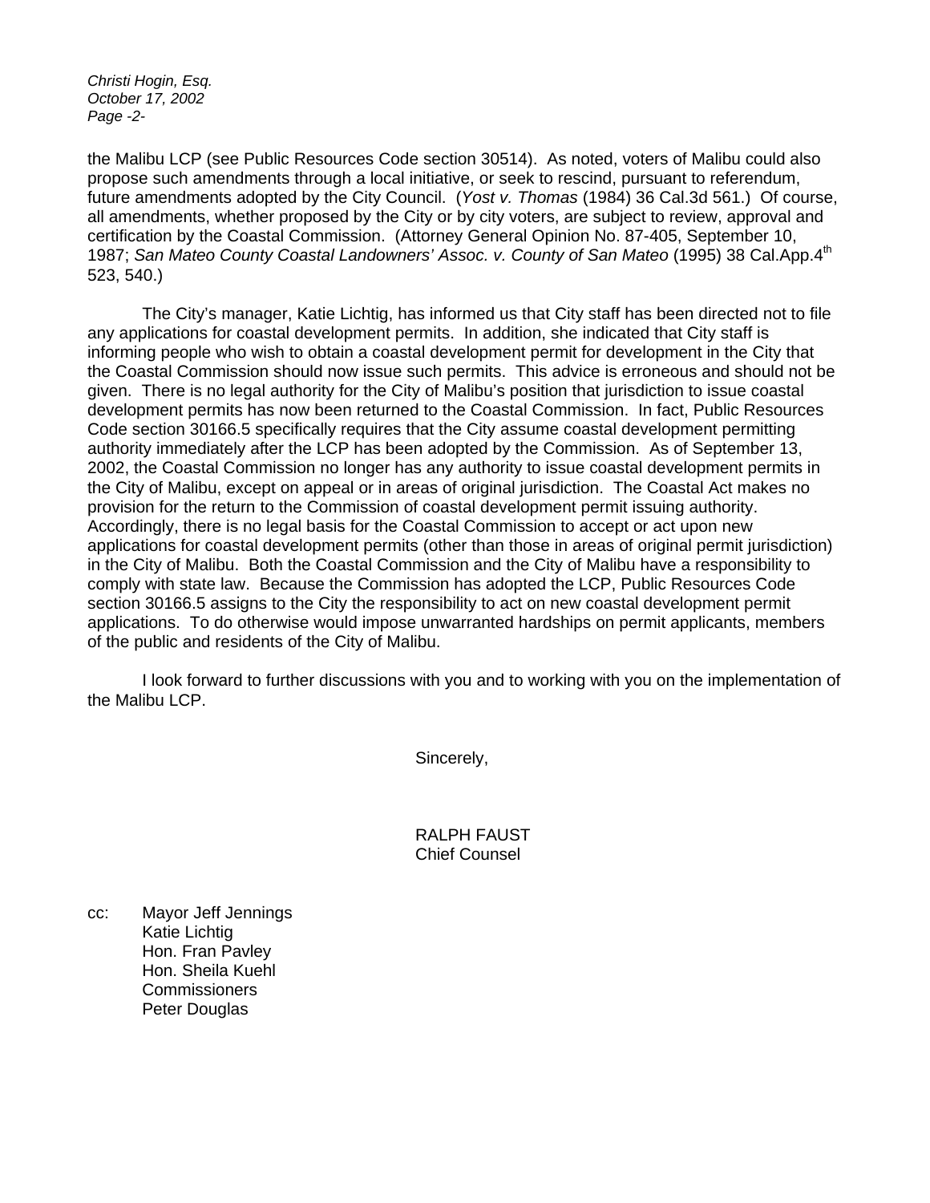the Malibu LCP (see Public Resources Code section 30514). As noted, voters of Malibu could also propose such amendments through a local initiative, or seek to rescind, pursuant to referendum, future amendments adopted by the City Council. (*Yost v. Thomas* (1984) 36 Cal.3d 561.) Of course, all amendments, whether proposed by the City or by city voters, are subject to review, approval and certification by the Coastal Commission. (Attorney General Opinion No. 87-405, September 10, 1987; *San Mateo County Coastal Landowners' Assoc. v. County of San Mateo* (1995) 38 Cal.App.4th 523, 540.)

The City's manager, Katie Lichtig, has informed us that City staff has been directed not to file any applications for coastal development permits. In addition, she indicated that City staff is informing people who wish to obtain a coastal development permit for development in the City that the Coastal Commission should now issue such permits. This advice is erroneous and should not be given. There is no legal authority for the City of Malibu's position that jurisdiction to issue coastal development permits has now been returned to the Coastal Commission. In fact, Public Resources Code section 30166.5 specifically requires that the City assume coastal development permitting authority immediately after the LCP has been adopted by the Commission. As of September 13, 2002, the Coastal Commission no longer has any authority to issue coastal development permits in the City of Malibu, except on appeal or in areas of original jurisdiction. The Coastal Act makes no provision for the return to the Commission of coastal development permit issuing authority. Accordingly, there is no legal basis for the Coastal Commission to accept or act upon new applications for coastal development permits (other than those in areas of original permit jurisdiction) in the City of Malibu. Both the Coastal Commission and the City of Malibu have a responsibility to comply with state law. Because the Commission has adopted the LCP, Public Resources Code section 30166.5 assigns to the City the responsibility to act on new coastal development permit applications. To do otherwise would impose unwarranted hardships on permit applicants, members of the public and residents of the City of Malibu.

I look forward to further discussions with you and to working with you on the implementation of the Malibu LCP.

Sincerely,

RALPH FAUST
Chief Counsel

cc: Mayor Jeff Jennings
Katie Lichtig
Hon. Fran Pavley
Hon. Sheila Kuehl
Commissioners
Peter Douglas